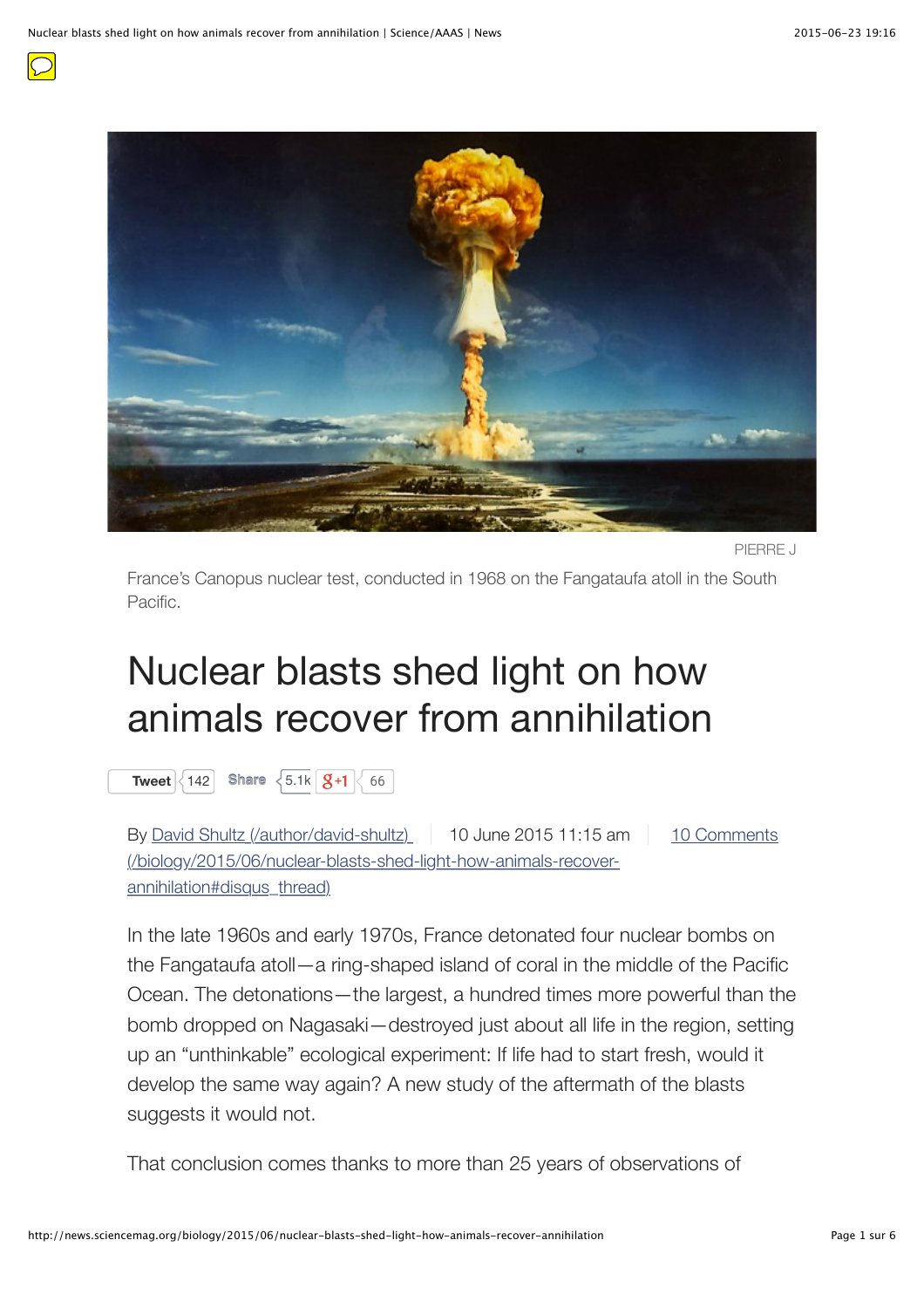PIERRE J

France's Canopus nuclear test, conducted in 1968 on the Fangataufa atoll in the South Pacific.

# Nuclear blasts shed light on how animals recover from annihilation

Tweet 142 Share 5.1k +1 66

By David Shultz (/author/david-shultz) | 10 June 2015 11:15 am | 10 Comments (/biology/2015/06/nuclear-blasts-shed-light-how-animals-recover-annihilation#disqus_thread)

In the late 1960s and early 1970s, France detonated four nuclear bombs on the Fangataufa atoll—a ring-shaped island of coral in the middle of the Pacific Ocean. The detonations—the largest, a hundred times more powerful than the bomb dropped on Nagasaki—destroyed just about all life in the region, setting up an "unthinkable" ecological experiment: If life had to start fresh, would it develop the same way again? A new study of the aftermath of the blasts suggests it would not.

That conclusion comes thanks to more than 25 years of observations of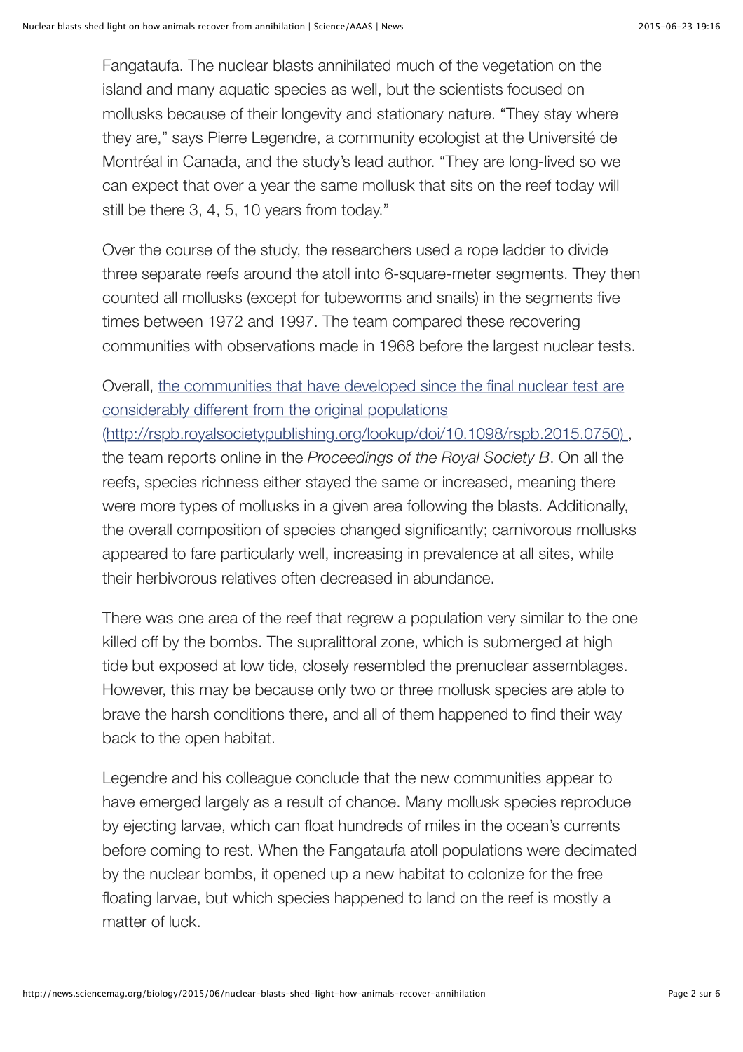Fangataufa. The nuclear blasts annihilated much of the vegetation on the island and many aquatic species as well, but the scientists focused on mollusks because of their longevity and stationary nature. "They stay where they are," says Pierre Legendre, a community ecologist at the Université de Montréal in Canada, and the study's lead author. "They are long-lived so we can expect that over a year the same mollusk that sits on the reef today will still be there 3, 4, 5, 10 years from today."

Over the course of the study, the researchers used a rope ladder to divide three separate reefs around the atoll into 6-square-meter segments. They then counted all mollusks (except for tubeworms and snails) in the segments five times between 1972 and 1997. The team compared these recovering communities with observations made in 1968 before the largest nuclear tests.

Overall, [the communities that have developed since the final nuclear test are considerably different from the original populations (http://rspb.royalsocietypublishing.org/lookup/doi/10.1098/rspb.2015.0750)](http://rspb.royalsocietypublishing.org/lookup/doi/10.1098/rspb.2015.0750), the team reports online in the *Proceedings of the Royal Society B*. On all the reefs, species richness either stayed the same or increased, meaning there were more types of mollusks in a given area following the blasts. Additionally, the overall composition of species changed significantly; carnivorous mollusks appeared to fare particularly well, increasing in prevalence at all sites, while their herbivorous relatives often decreased in abundance.

There was one area of the reef that regrew a population very similar to the one killed off by the bombs. The supralittoral zone, which is submerged at high tide but exposed at low tide, closely resembled the prenuclear assemblages. However, this may be because only two or three mollusk species are able to brave the harsh conditions there, and all of them happened to find their way back to the open habitat.

Legendre and his colleague conclude that the new communities appear to have emerged largely as a result of chance. Many mollusk species reproduce by ejecting larvae, which can float hundreds of miles in the ocean's currents before coming to rest. When the Fangataufa atoll populations were decimated by the nuclear bombs, it opened up a new habitat to colonize for the free floating larvae, but which species happened to land on the reef is mostly a matter of luck.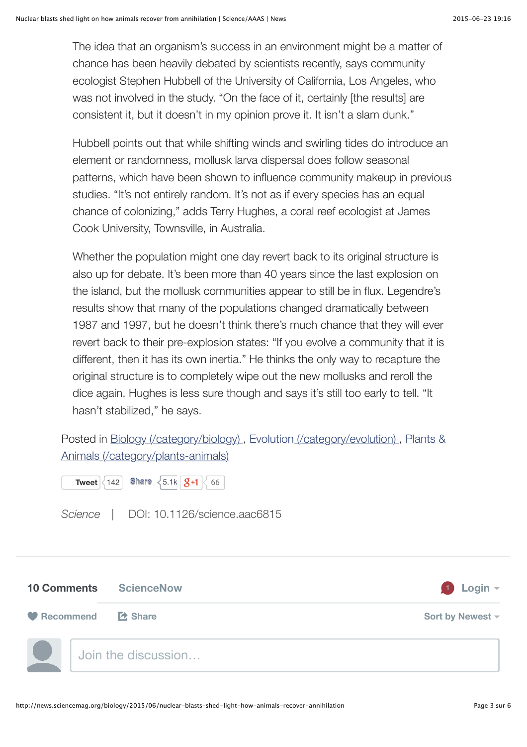The idea that an organism's success in an environment might be a matter of chance has been heavily debated by scientists recently, says community ecologist Stephen Hubbell of the University of California, Los Angeles, who was not involved in the study. "On the face of it, certainly [the results] are consistent it, but it doesn't in my opinion prove it. It isn't a slam dunk."

Hubbell points out that while shifting winds and swirling tides do introduce an element or randomness, mollusk larva dispersal does follow seasonal patterns, which have been shown to influence community makeup in previous studies. "It's not entirely random. It's not as if every species has an equal chance of colonizing," adds Terry Hughes, a coral reef ecologist at James Cook University, Townsville, in Australia.

Whether the population might one day revert back to its original structure is also up for debate. It's been more than 40 years since the last explosion on the island, but the mollusk communities appear to still be in flux. Legendre's results show that many of the populations changed dramatically between 1987 and 1997, but he doesn't think there's much chance that they will ever revert back to their pre-explosion states: "If you evolve a community that it is different, then it has its own inertia." He thinks the only way to recapture the original structure is to completely wipe out the new mollusks and reroll the dice again. Hughes is less sure though and says it's still too early to tell. "It hasn't stabilized," he says.

Posted in Biology (/category/biology) , Evolution (/category/evolution) , Plants & Animals (/category/plants-animals)

Tweet 142 Share 5.1k g+1 66

*Science* | DOI: 10.1126/science.aac6815

**10 Comments** ScienceNow 1 Login

Recommend Share Sort by Newest

Join the discussion…